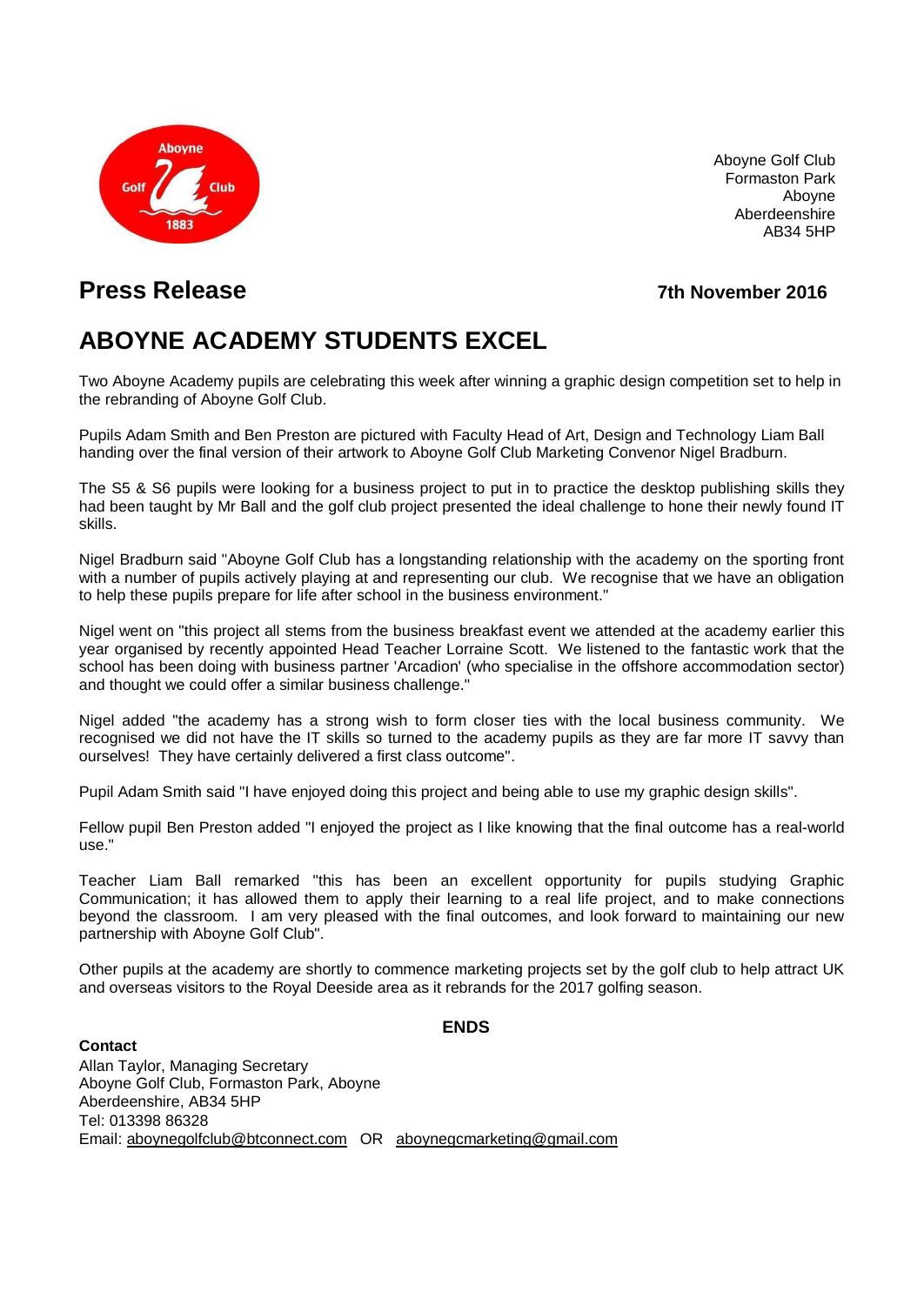Aboyne Golf Club
Formaston Park
Aboyne
Aberdeenshire
AB34 5HP

## Press Release

**7th November 2016**

# ABOYNE ACADEMY STUDENTS EXCEL

Two Aboyne Academy pupils are celebrating this week after winning a graphic design competition set to help in the rebranding of Aboyne Golf Club.

Pupils Adam Smith and Ben Preston are pictured with Faculty Head of Art, Design and Technology Liam Ball handing over the final version of their artwork to Aboyne Golf Club Marketing Convenor Nigel Bradburn.

The S5 & S6 pupils were looking for a business project to put in to practice the desktop publishing skills they had been taught by Mr Ball and the golf club project presented the ideal challenge to hone their newly found IT skills.

Nigel Bradburn said "Aboyne Golf Club has a longstanding relationship with the academy on the sporting front with a number of pupils actively playing at and representing our club. We recognise that we have an obligation to help these pupils prepare for life after school in the business environment."

Nigel went on "this project all stems from the business breakfast event we attended at the academy earlier this year organised by recently appointed Head Teacher Lorraine Scott. We listened to the fantastic work that the school has been doing with business partner 'Arcadion' (who specialise in the offshore accommodation sector) and thought we could offer a similar business challenge."

Nigel added "the academy has a strong wish to form closer ties with the local business community. We recognised we did not have the IT skills so turned to the academy pupils as they are far more IT savvy than ourselves! They have certainly delivered a first class outcome".

Pupil Adam Smith said "I have enjoyed doing this project and being able to use my graphic design skills".

Fellow pupil Ben Preston added "I enjoyed the project as I like knowing that the final outcome has a real-world use."

Teacher Liam Ball remarked "this has been an excellent opportunity for pupils studying Graphic Communication; it has allowed them to apply their learning to a real life project, and to make connections beyond the classroom. I am very pleased with the final outcomes, and look forward to maintaining our new partnership with Aboyne Golf Club".

Other pupils at the academy are shortly to commence marketing projects set by the golf club to help attract UK and overseas visitors to the Royal Deeside area as it rebrands for the 2017 golfing season.

**ENDS**

**Contact**
Allan Taylor, Managing Secretary
Aboyne Golf Club, Formaston Park, Aboyne
Aberdeenshire, AB34 5HP
Tel: 013398 86328
Email: aboynegolfclub@btconnect.com OR aboynegcmarketing@gmail.com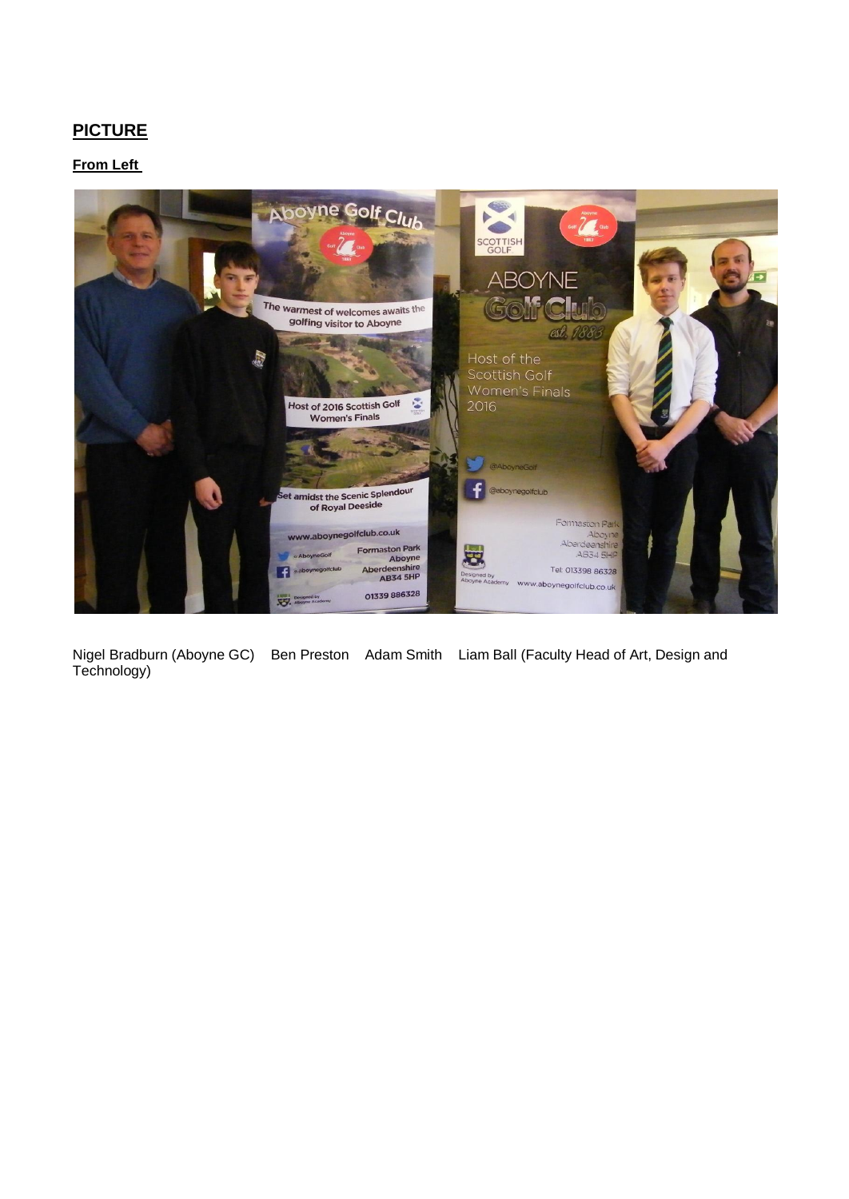## PICTURE

**From Left**

Nigel Bradburn (Aboyne GC)    Ben Preston    Adam Smith    Liam Ball (Faculty Head of Art, Design and Technology)